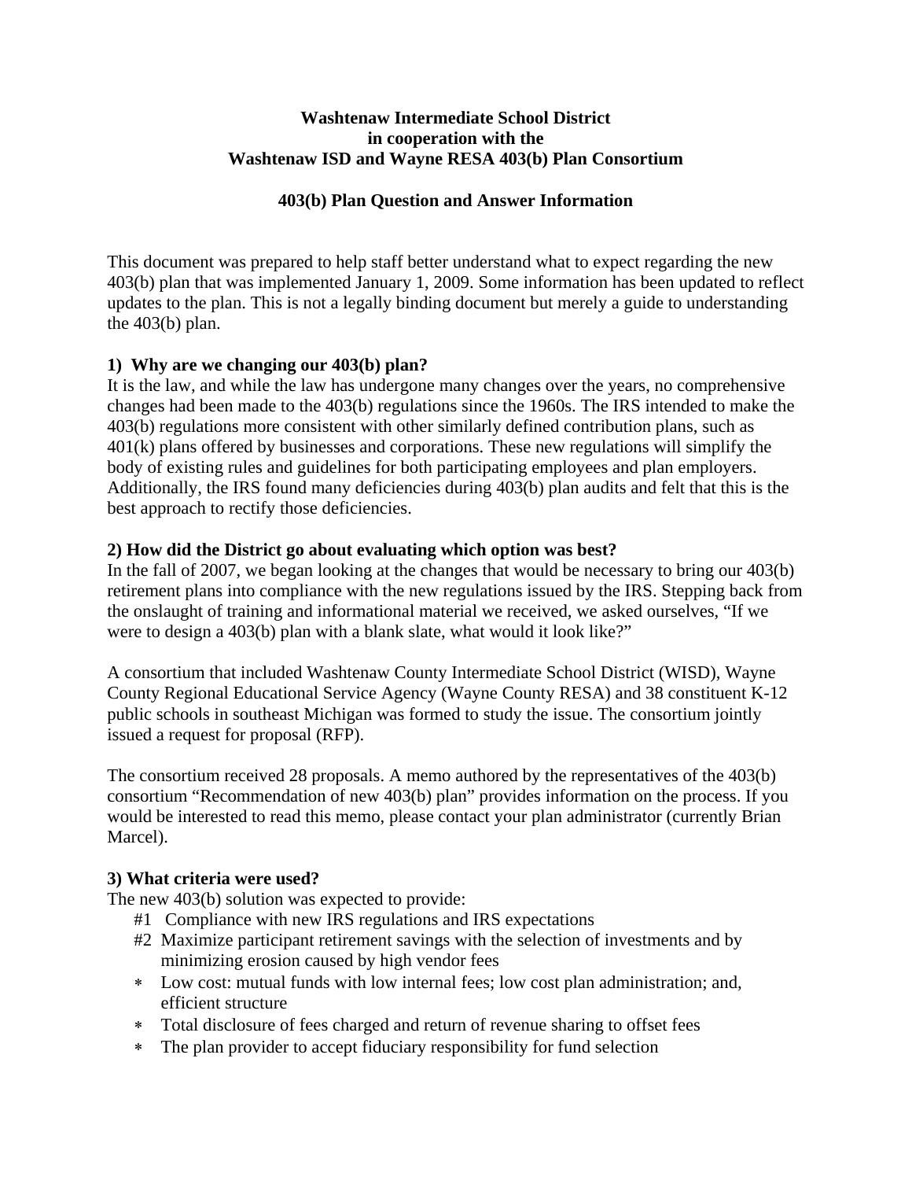**Washtenaw Intermediate School District**
**in cooperation with the**
**Washtenaw ISD and Wayne RESA 403(b) Plan Consortium**

**403(b) Plan Question and Answer Information**

This document was prepared to help staff better understand what to expect regarding the new 403(b) plan that was implemented January 1, 2009. Some information has been updated to reflect updates to the plan. This is not a legally binding document but merely a guide to understanding the 403(b) plan.

### 1) Why are we changing our 403(b) plan?

It is the law, and while the law has undergone many changes over the years, no comprehensive changes had been made to the 403(b) regulations since the 1960s. The IRS intended to make the 403(b) regulations more consistent with other similarly defined contribution plans, such as 401(k) plans offered by businesses and corporations. These new regulations will simplify the body of existing rules and guidelines for both participating employees and plan employers. Additionally, the IRS found many deficiencies during 403(b) plan audits and felt that this is the best approach to rectify those deficiencies.

### 2) How did the District go about evaluating which option was best?

In the fall of 2007, we began looking at the changes that would be necessary to bring our 403(b) retirement plans into compliance with the new regulations issued by the IRS. Stepping back from the onslaught of training and informational material we received, we asked ourselves, "If we were to design a 403(b) plan with a blank slate, what would it look like?"

A consortium that included Washtenaw County Intermediate School District (WISD), Wayne County Regional Educational Service Agency (Wayne County RESA) and 38 constituent K-12 public schools in southeast Michigan was formed to study the issue. The consortium jointly issued a request for proposal (RFP).

The consortium received 28 proposals. A memo authored by the representatives of the 403(b) consortium "Recommendation of new 403(b) plan" provides information on the process. If you would be interested to read this memo, please contact your plan administrator (currently Brian Marcel).

### 3) What criteria were used?

The new 403(b) solution was expected to provide:

- #1 Compliance with new IRS regulations and IRS expectations
- #2 Maximize participant retirement savings with the selection of investments and by minimizing erosion caused by high vendor fees
- * Low cost: mutual funds with low internal fees; low cost plan administration; and, efficient structure
- * Total disclosure of fees charged and return of revenue sharing to offset fees
- * The plan provider to accept fiduciary responsibility for fund selection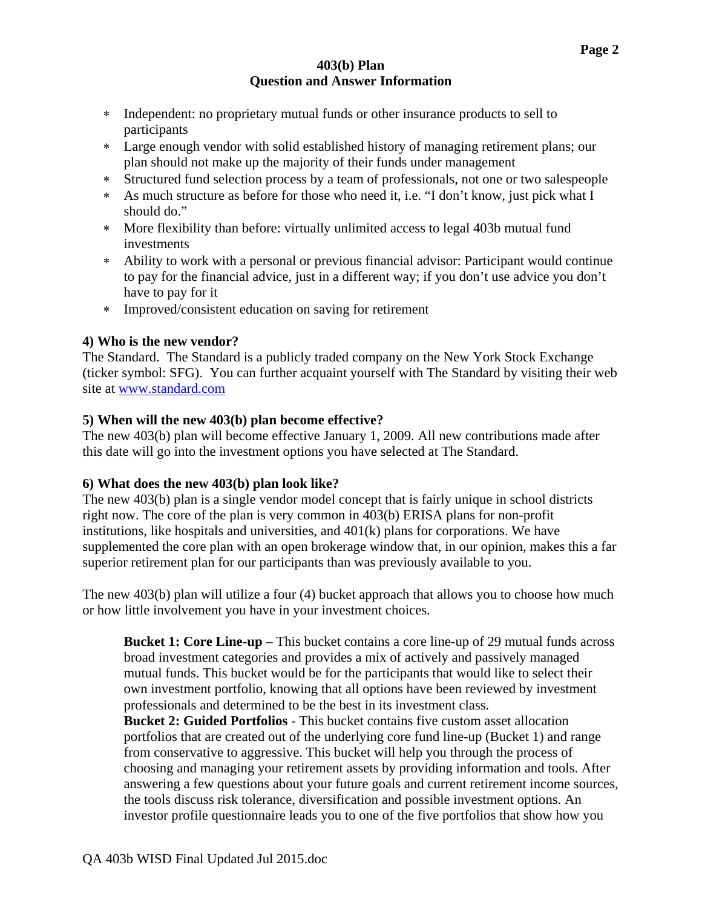- Independent: no proprietary mutual funds or other insurance products to sell to participants
- Large enough vendor with solid established history of managing retirement plans; our plan should not make up the majority of their funds under management
- Structured fund selection process by a team of professionals, not one or two salespeople
- As much structure as before for those who need it, i.e. "I don't know, just pick what I should do."
- More flexibility than before: virtually unlimited access to legal 403b mutual fund investments
- Ability to work with a personal or previous financial advisor: Participant would continue to pay for the financial advice, just in a different way; if you don't use advice you don't have to pay for it
- Improved/consistent education on saving for retirement

**4) Who is the new vendor?**

The Standard. The Standard is a publicly traded company on the New York Stock Exchange (ticker symbol: SFG). You can further acquaint yourself with The Standard by visiting their web site at [www.standard.com](http://www.standard.com)

**5) When will the new 403(b) plan become effective?**

The new 403(b) plan will become effective January 1, 2009. All new contributions made after this date will go into the investment options you have selected at The Standard.

**6) What does the new 403(b) plan look like?**

The new 403(b) plan is a single vendor model concept that is fairly unique in school districts right now. The core of the plan is very common in 403(b) ERISA plans for non-profit institutions, like hospitals and universities, and 401(k) plans for corporations. We have supplemented the core plan with an open brokerage window that, in our opinion, makes this a far superior retirement plan for our participants than was previously available to you.

The new 403(b) plan will utilize a four (4) bucket approach that allows you to choose how much or how little involvement you have in your investment choices.

**Bucket 1: Core Line-up** – This bucket contains a core line-up of 29 mutual funds across broad investment categories and provides a mix of actively and passively managed mutual funds. This bucket would be for the participants that would like to select their own investment portfolio, knowing that all options have been reviewed by investment professionals and determined to be the best in its investment class.

**Bucket 2: Guided Portfolios** - This bucket contains five custom asset allocation portfolios that are created out of the underlying core fund line-up (Bucket 1) and range from conservative to aggressive. This bucket will help you through the process of choosing and managing your retirement assets by providing information and tools. After answering a few questions about your future goals and current retirement income sources, the tools discuss risk tolerance, diversification and possible investment options. An investor profile questionnaire leads you to one of the five portfolios that show how you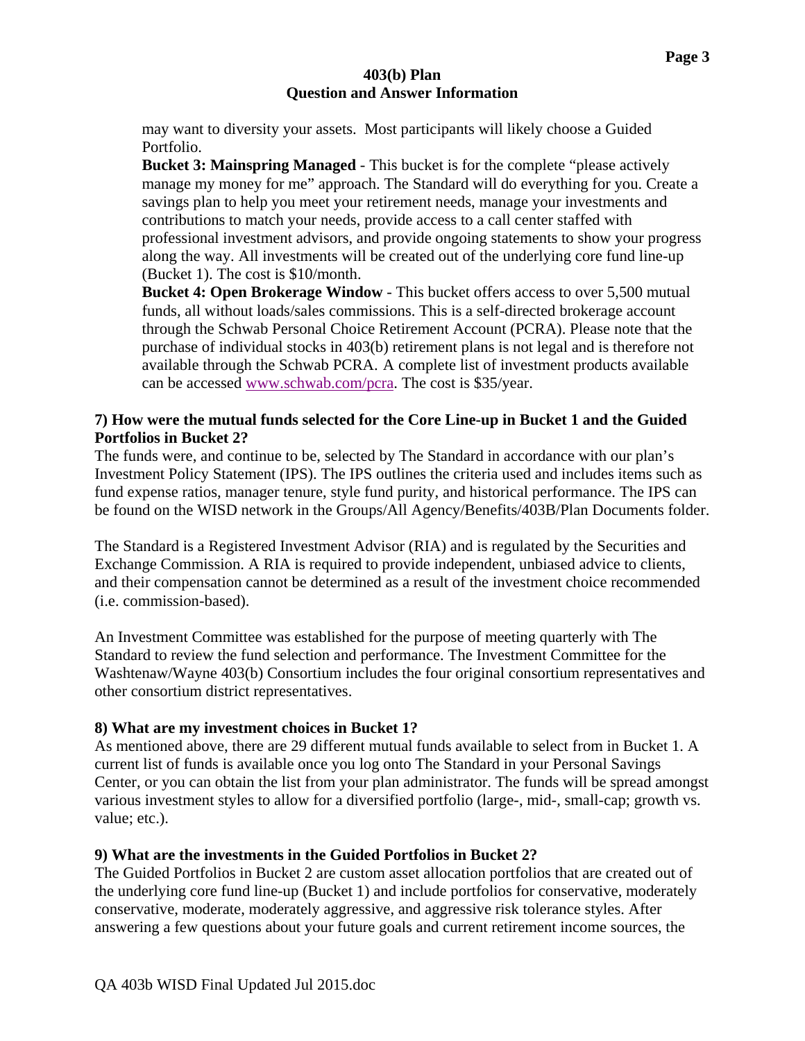may want to diversity your assets.  Most participants will likely choose a Guided Portfolio.

**Bucket 3: Mainspring Managed** - This bucket is for the complete "please actively manage my money for me" approach. The Standard will do everything for you. Create a savings plan to help you meet your retirement needs, manage your investments and contributions to match your needs, provide access to a call center staffed with professional investment advisors, and provide ongoing statements to show your progress along the way. All investments will be created out of the underlying core fund line-up (Bucket 1). The cost is $10/month.

**Bucket 4: Open Brokerage Window** - This bucket offers access to over 5,500 mutual funds, all without loads/sales commissions. This is a self-directed brokerage account through the Schwab Personal Choice Retirement Account (PCRA). Please note that the purchase of individual stocks in 403(b) retirement plans is not legal and is therefore not available through the Schwab PCRA.  A complete list of investment products available can be accessed www.schwab.com/pcra. The cost is $35/year.

**7) How were the mutual funds selected for the Core Line-up in Bucket 1 and the Guided Portfolios in Bucket 2?**

The funds were, and continue to be, selected by The Standard in accordance with our plan's Investment Policy Statement (IPS). The IPS outlines the criteria used and includes items such as fund expense ratios, manager tenure, style fund purity, and historical performance. The IPS can be found on the WISD network in the Groups/All Agency/Benefits/403B/Plan Documents folder.

The Standard is a Registered Investment Advisor (RIA) and is regulated by the Securities and Exchange Commission. A RIA is required to provide independent, unbiased advice to clients, and their compensation cannot be determined as a result of the investment choice recommended (i.e. commission-based).

An Investment Committee was established for the purpose of meeting quarterly with The Standard to review the fund selection and performance. The Investment Committee for the Washtenaw/Wayne 403(b) Consortium includes the four original consortium representatives and other consortium district representatives.

**8) What are my investment choices in Bucket 1?**

As mentioned above, there are 29 different mutual funds available to select from in Bucket 1. A current list of funds is available once you log onto The Standard in your Personal Savings Center, or you can obtain the list from your plan administrator. The funds will be spread amongst various investment styles to allow for a diversified portfolio (large-, mid-, small-cap; growth vs. value; etc.).

**9) What are the investments in the Guided Portfolios in Bucket 2?**

The Guided Portfolios in Bucket 2 are custom asset allocation portfolios that are created out of the underlying core fund line-up (Bucket 1) and include portfolios for conservative, moderately conservative, moderate, moderately aggressive, and aggressive risk tolerance styles. After answering a few questions about your future goals and current retirement income sources, the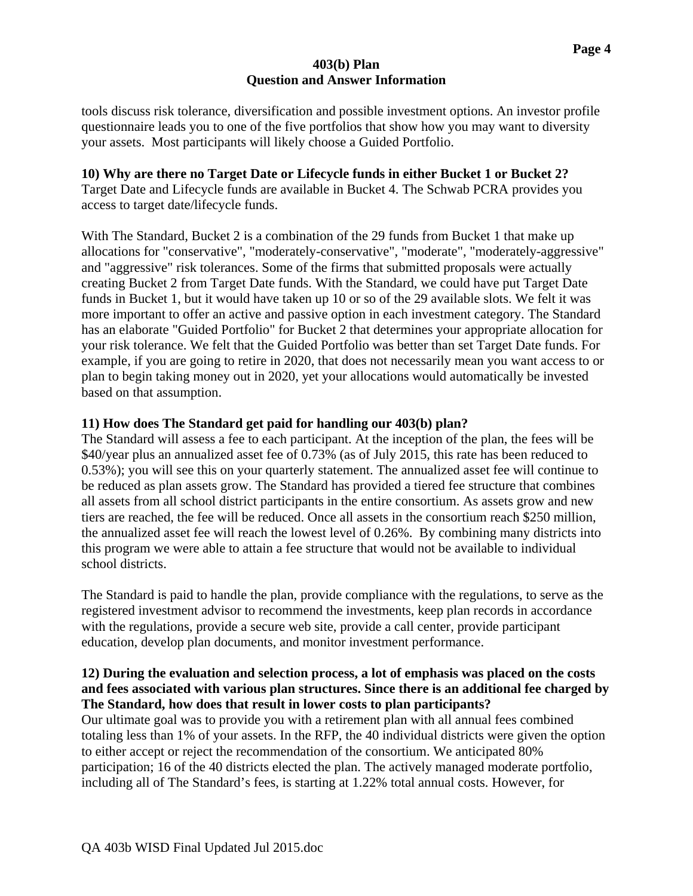tools discuss risk tolerance, diversification and possible investment options. An investor profile questionnaire leads you to one of the five portfolios that show how you may want to diversity your assets. Most participants will likely choose a Guided Portfolio.

**10) Why are there no Target Date or Lifecycle funds in either Bucket 1 or Bucket 2?**
Target Date and Lifecycle funds are available in Bucket 4. The Schwab PCRA provides you access to target date/lifecycle funds.

With The Standard, Bucket 2 is a combination of the 29 funds from Bucket 1 that make up allocations for "conservative", "moderately-conservative", "moderate", "moderately-aggressive" and "aggressive" risk tolerances. Some of the firms that submitted proposals were actually creating Bucket 2 from Target Date funds. With the Standard, we could have put Target Date funds in Bucket 1, but it would have taken up 10 or so of the 29 available slots. We felt it was more important to offer an active and passive option in each investment category. The Standard has an elaborate "Guided Portfolio" for Bucket 2 that determines your appropriate allocation for your risk tolerance. We felt that the Guided Portfolio was better than set Target Date funds. For example, if you are going to retire in 2020, that does not necessarily mean you want access to or plan to begin taking money out in 2020, yet your allocations would automatically be invested based on that assumption.

**11) How does The Standard get paid for handling our 403(b) plan?**
The Standard will assess a fee to each participant. At the inception of the plan, the fees will be $40/year plus an annualized asset fee of 0.73% (as of July 2015, this rate has been reduced to 0.53%); you will see this on your quarterly statement. The annualized asset fee will continue to be reduced as plan assets grow. The Standard has provided a tiered fee structure that combines all assets from all school district participants in the entire consortium. As assets grow and new tiers are reached, the fee will be reduced. Once all assets in the consortium reach $250 million, the annualized asset fee will reach the lowest level of 0.26%. By combining many districts into this program we were able to attain a fee structure that would not be available to individual school districts.

The Standard is paid to handle the plan, provide compliance with the regulations, to serve as the registered investment advisor to recommend the investments, keep plan records in accordance with the regulations, provide a secure web site, provide a call center, provide participant education, develop plan documents, and monitor investment performance.

**12) During the evaluation and selection process, a lot of emphasis was placed on the costs and fees associated with various plan structures. Since there is an additional fee charged by The Standard, how does that result in lower costs to plan participants?**
Our ultimate goal was to provide you with a retirement plan with all annual fees combined totaling less than 1% of your assets. In the RFP, the 40 individual districts were given the option to either accept or reject the recommendation of the consortium. We anticipated 80% participation; 16 of the 40 districts elected the plan. The actively managed moderate portfolio, including all of The Standard's fees, is starting at 1.22% total annual costs. However, for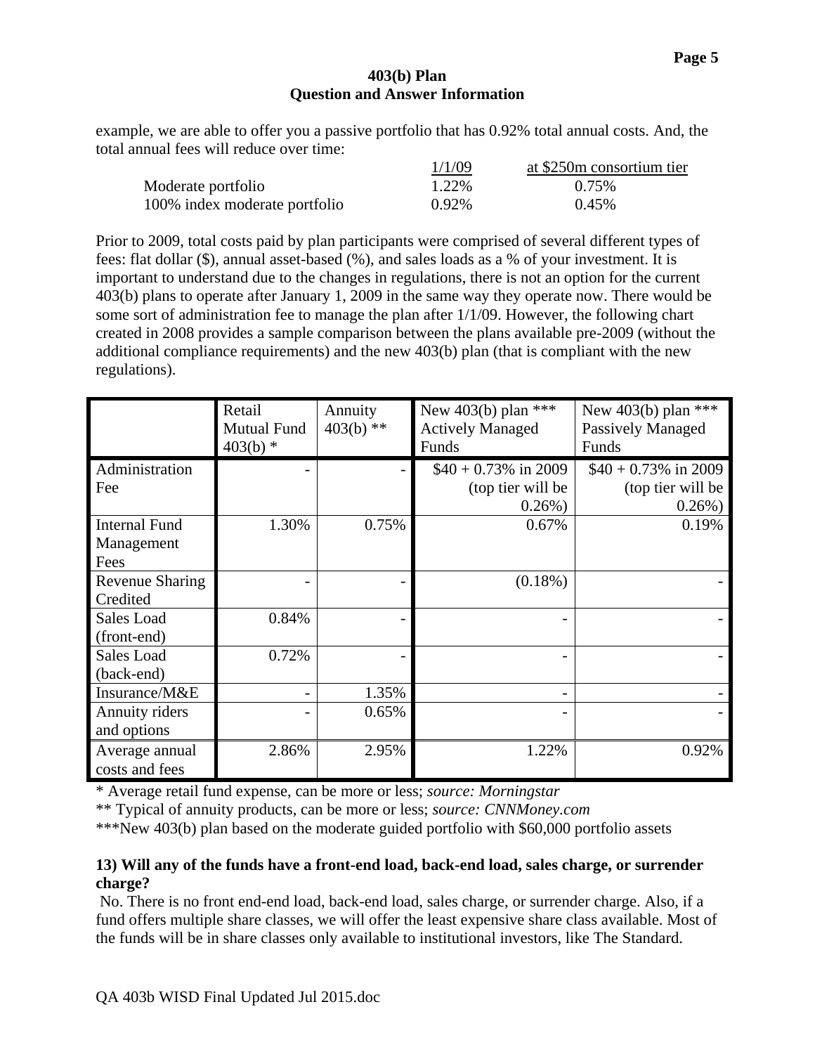example, we are able to offer you a passive portfolio that has 0.92% total annual costs. And, the total annual fees will reduce over time:

| | 1/1/09 | at $250m consortium tier |
|---|---|---|
| Moderate portfolio | 1.22% | 0.75% |
| 100% index moderate portfolio | 0.92% | 0.45% |

Prior to 2009, total costs paid by plan participants were comprised of several different types of fees: flat dollar ($), annual asset-based (%), and sales loads as a % of your investment. It is important to understand due to the changes in regulations, there is not an option for the current 403(b) plans to operate after January 1, 2009 in the same way they operate now. There would be some sort of administration fee to manage the plan after 1/1/09. However, the following chart created in 2008 provides a sample comparison between the plans available pre-2009 (without the additional compliance requirements) and the new 403(b) plan (that is compliant with the new regulations).

| | Retail Mutual Fund 403(b) * | Annuity 403(b) ** | New 403(b) plan *** Actively Managed Funds | New 403(b) plan *** Passively Managed Funds |
|---|---|---|---|---|
| Administration Fee | - | - | $40 + 0.73% in 2009 (top tier will be 0.26%) | $40 + 0.73% in 2009 (top tier will be 0.26%) |
| Internal Fund Management Fees | 1.30% | 0.75% | 0.67% | 0.19% |
| Revenue Sharing Credited | - | - | (0.18%) | - |
| Sales Load (front-end) | 0.84% | - | - | - |
| Sales Load (back-end) | 0.72% | - | - | - |
| Insurance/M&E | - | 1.35% | - | - |
| Annuity riders and options | - | 0.65% | - | - |
| Average annual costs and fees | 2.86% | 2.95% | 1.22% | 0.92% |

* Average retail fund expense, can be more or less; *source: Morningstar*

** Typical of annuity products, can be more or less; *source: CNNMoney.com*

***New 403(b) plan based on the moderate guided portfolio with $60,000 portfolio assets

**13) Will any of the funds have a front-end load, back-end load, sales charge, or surrender charge?**

No. There is no front end-end load, back-end load, sales charge, or surrender charge. Also, if a fund offers multiple share classes, we will offer the least expensive share class available. Most of the funds will be in share classes only available to institutional investors, like The Standard.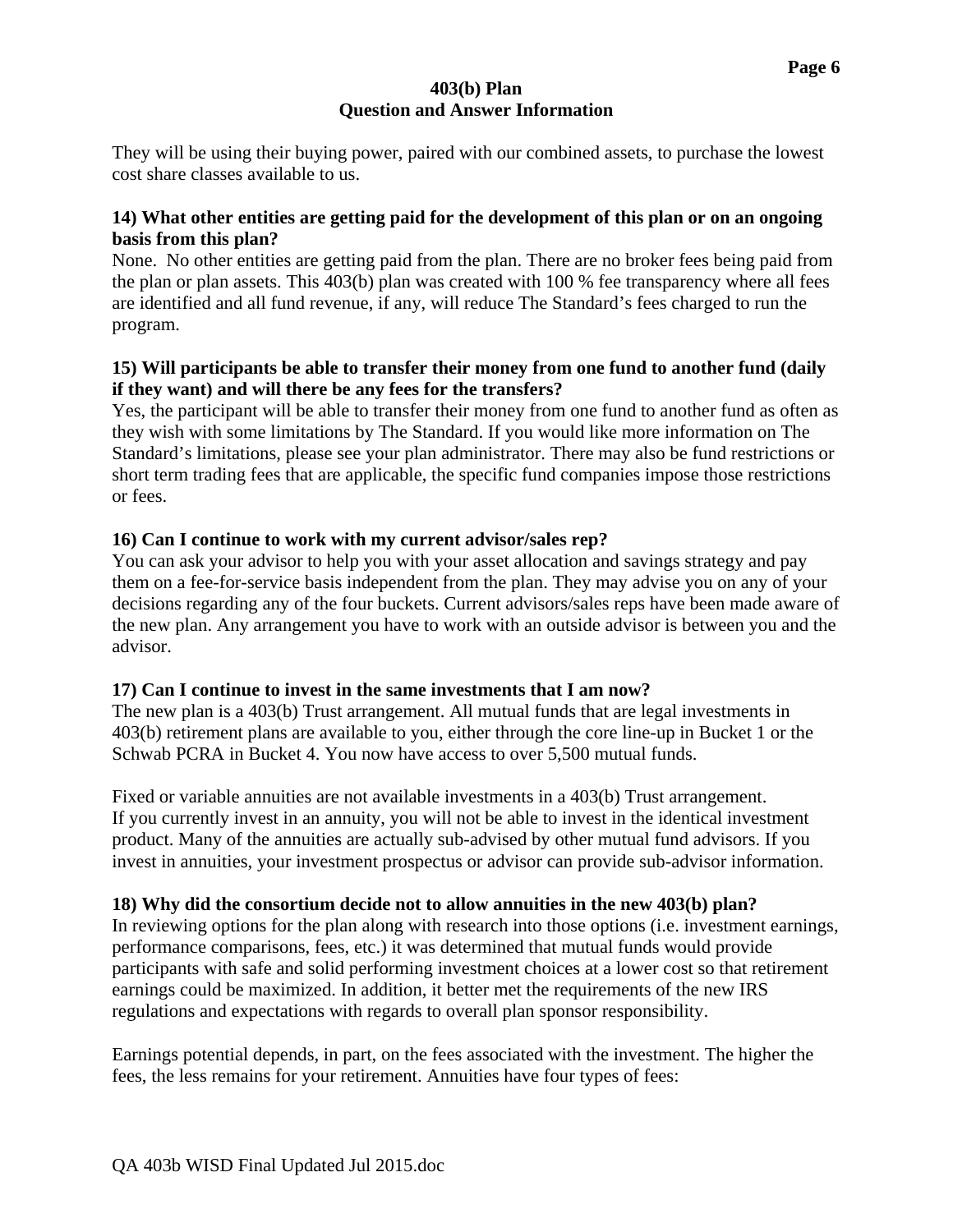They will be using their buying power, paired with our combined assets, to purchase the lowest cost share classes available to us.

**14) What other entities are getting paid for the development of this plan or on an ongoing basis from this plan?**

None. No other entities are getting paid from the plan. There are no broker fees being paid from the plan or plan assets. This 403(b) plan was created with 100 % fee transparency where all fees are identified and all fund revenue, if any, will reduce The Standard's fees charged to run the program.

**15) Will participants be able to transfer their money from one fund to another fund (daily if they want) and will there be any fees for the transfers?**

Yes, the participant will be able to transfer their money from one fund to another fund as often as they wish with some limitations by The Standard. If you would like more information on The Standard's limitations, please see your plan administrator. There may also be fund restrictions or short term trading fees that are applicable, the specific fund companies impose those restrictions or fees.

**16) Can I continue to work with my current advisor/sales rep?**

You can ask your advisor to help you with your asset allocation and savings strategy and pay them on a fee-for-service basis independent from the plan. They may advise you on any of your decisions regarding any of the four buckets. Current advisors/sales reps have been made aware of the new plan. Any arrangement you have to work with an outside advisor is between you and the advisor.

**17) Can I continue to invest in the same investments that I am now?**

The new plan is a 403(b) Trust arrangement. All mutual funds that are legal investments in 403(b) retirement plans are available to you, either through the core line-up in Bucket 1 or the Schwab PCRA in Bucket 4. You now have access to over 5,500 mutual funds.

Fixed or variable annuities are not available investments in a 403(b) Trust arrangement. If you currently invest in an annuity, you will not be able to invest in the identical investment product. Many of the annuities are actually sub-advised by other mutual fund advisors. If you invest in annuities, your investment prospectus or advisor can provide sub-advisor information.

**18) Why did the consortium decide not to allow annuities in the new 403(b) plan?**

In reviewing options for the plan along with research into those options (i.e. investment earnings, performance comparisons, fees, etc.) it was determined that mutual funds would provide participants with safe and solid performing investment choices at a lower cost so that retirement earnings could be maximized. In addition, it better met the requirements of the new IRS regulations and expectations with regards to overall plan sponsor responsibility.

Earnings potential depends, in part, on the fees associated with the investment. The higher the fees, the less remains for your retirement. Annuities have four types of fees: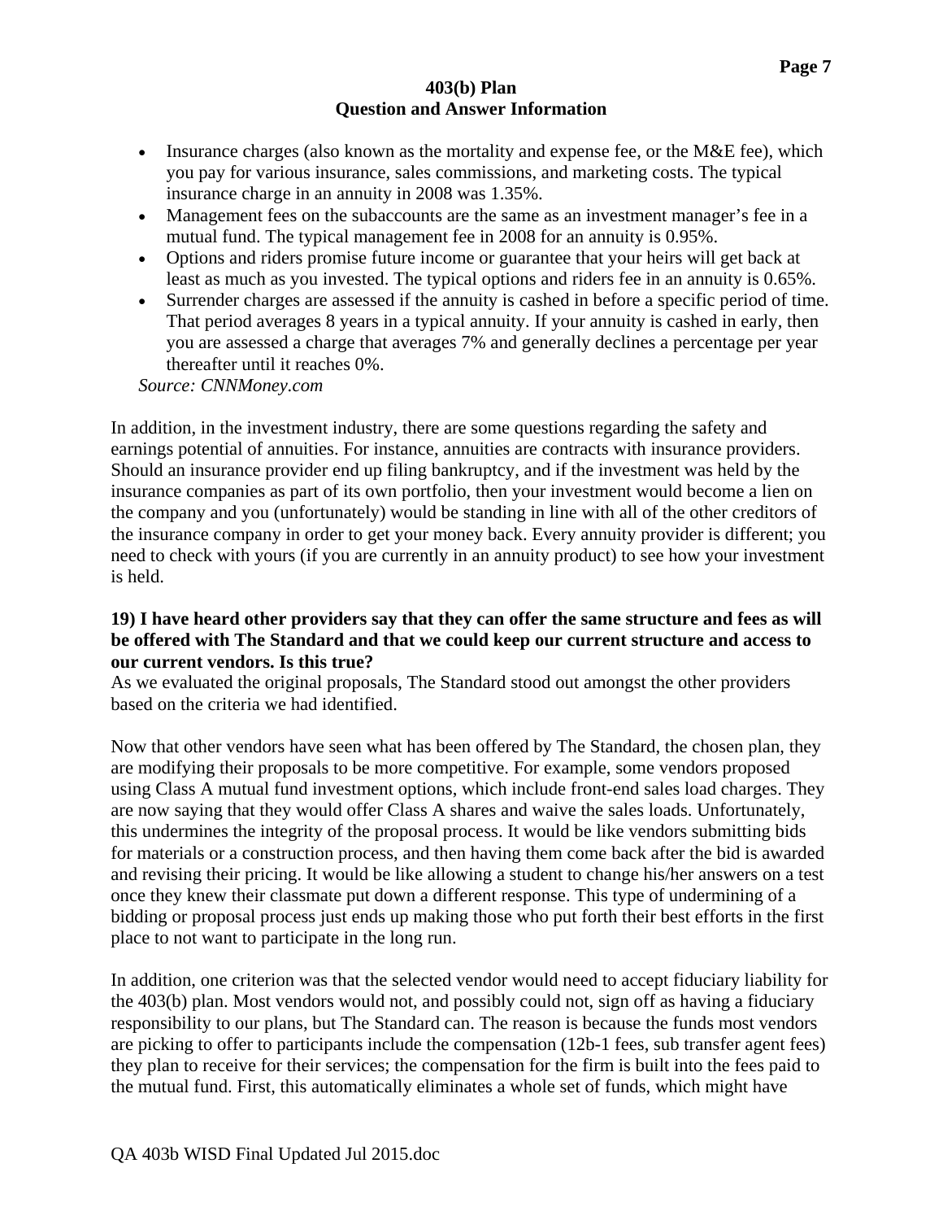- Insurance charges (also known as the mortality and expense fee, or the M&E fee), which you pay for various insurance, sales commissions, and marketing costs. The typical insurance charge in an annuity in 2008 was 1.35%.
- Management fees on the subaccounts are the same as an investment manager's fee in a mutual fund. The typical management fee in 2008 for an annuity is 0.95%.
- Options and riders promise future income or guarantee that your heirs will get back at least as much as you invested. The typical options and riders fee in an annuity is 0.65%.
- Surrender charges are assessed if the annuity is cashed in before a specific period of time. That period averages 8 years in a typical annuity. If your annuity is cashed in early, then you are assessed a charge that averages 7% and generally declines a percentage per year thereafter until it reaches 0%.

*Source: CNNMoney.com*

In addition, in the investment industry, there are some questions regarding the safety and earnings potential of annuities. For instance, annuities are contracts with insurance providers. Should an insurance provider end up filing bankruptcy, and if the investment was held by the insurance companies as part of its own portfolio, then your investment would become a lien on the company and you (unfortunately) would be standing in line with all of the other creditors of the insurance company in order to get your money back. Every annuity provider is different; you need to check with yours (if you are currently in an annuity product) to see how your investment is held.

**19) I have heard other providers say that they can offer the same structure and fees as will be offered with The Standard and that we could keep our current structure and access to our current vendors. Is this true?**

As we evaluated the original proposals, The Standard stood out amongst the other providers based on the criteria we had identified.

Now that other vendors have seen what has been offered by The Standard, the chosen plan, they are modifying their proposals to be more competitive. For example, some vendors proposed using Class A mutual fund investment options, which include front-end sales load charges. They are now saying that they would offer Class A shares and waive the sales loads. Unfortunately, this undermines the integrity of the proposal process. It would be like vendors submitting bids for materials or a construction process, and then having them come back after the bid is awarded and revising their pricing. It would be like allowing a student to change his/her answers on a test once they knew their classmate put down a different response. This type of undermining of a bidding or proposal process just ends up making those who put forth their best efforts in the first place to not want to participate in the long run.

In addition, one criterion was that the selected vendor would need to accept fiduciary liability for the 403(b) plan. Most vendors would not, and possibly could not, sign off as having a fiduciary responsibility to our plans, but The Standard can. The reason is because the funds most vendors are picking to offer to participants include the compensation (12b-1 fees, sub transfer agent fees) they plan to receive for their services; the compensation for the firm is built into the fees paid to the mutual fund. First, this automatically eliminates a whole set of funds, which might have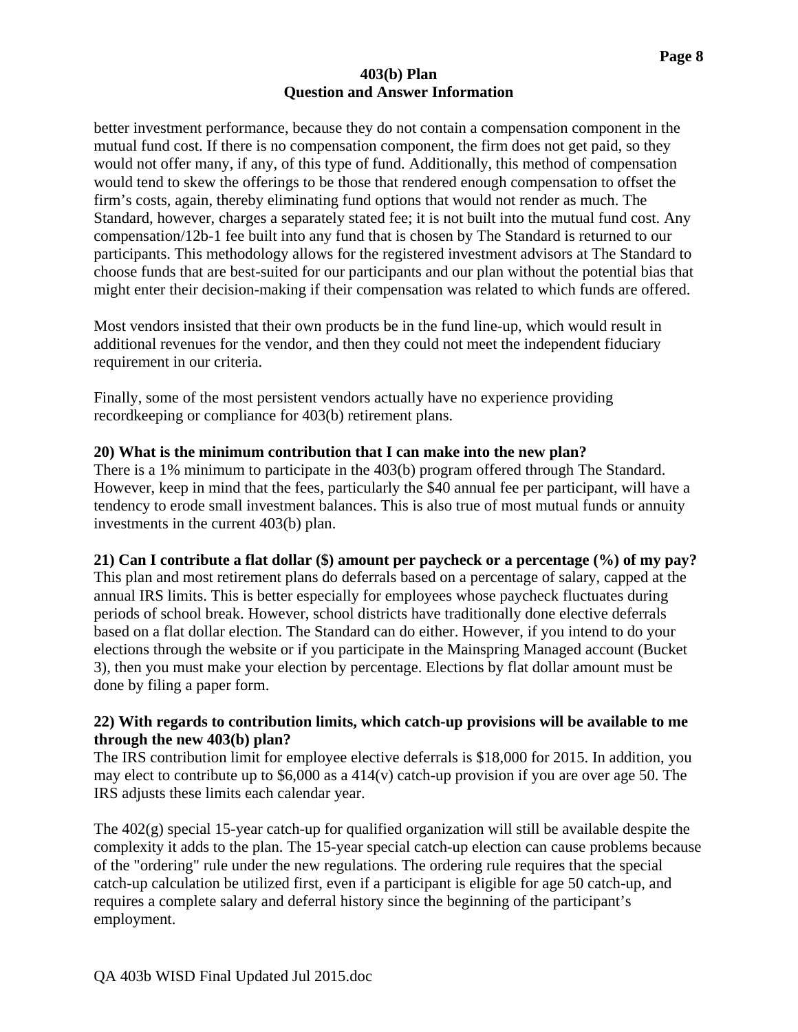better investment performance, because they do not contain a compensation component in the mutual fund cost. If there is no compensation component, the firm does not get paid, so they would not offer many, if any, of this type of fund. Additionally, this method of compensation would tend to skew the offerings to be those that rendered enough compensation to offset the firm's costs, again, thereby eliminating fund options that would not render as much. The Standard, however, charges a separately stated fee; it is not built into the mutual fund cost. Any compensation/12b-1 fee built into any fund that is chosen by The Standard is returned to our participants. This methodology allows for the registered investment advisors at The Standard to choose funds that are best-suited for our participants and our plan without the potential bias that might enter their decision-making if their compensation was related to which funds are offered.

Most vendors insisted that their own products be in the fund line-up, which would result in additional revenues for the vendor, and then they could not meet the independent fiduciary requirement in our criteria.

Finally, some of the most persistent vendors actually have no experience providing recordkeeping or compliance for 403(b) retirement plans.

**20) What is the minimum contribution that I can make into the new plan?**

There is a 1% minimum to participate in the 403(b) program offered through The Standard. However, keep in mind that the fees, particularly the $40 annual fee per participant, will have a tendency to erode small investment balances. This is also true of most mutual funds or annuity investments in the current 403(b) plan.

**21) Can I contribute a flat dollar ($) amount per paycheck or a percentage (%) of my pay?**

This plan and most retirement plans do deferrals based on a percentage of salary, capped at the annual IRS limits. This is better especially for employees whose paycheck fluctuates during periods of school break. However, school districts have traditionally done elective deferrals based on a flat dollar election. The Standard can do either. However, if you intend to do your elections through the website or if you participate in the Mainspring Managed account (Bucket 3), then you must make your election by percentage. Elections by flat dollar amount must be done by filing a paper form.

**22) With regards to contribution limits, which catch-up provisions will be available to me through the new 403(b) plan?**

The IRS contribution limit for employee elective deferrals is $18,000 for 2015. In addition, you may elect to contribute up to $6,000 as a 414(v) catch-up provision if you are over age 50. The IRS adjusts these limits each calendar year.

The 402(g) special 15-year catch-up for qualified organization will still be available despite the complexity it adds to the plan. The 15-year special catch-up election can cause problems because of the "ordering" rule under the new regulations. The ordering rule requires that the special catch-up calculation be utilized first, even if a participant is eligible for age 50 catch-up, and requires a complete salary and deferral history since the beginning of the participant's employment.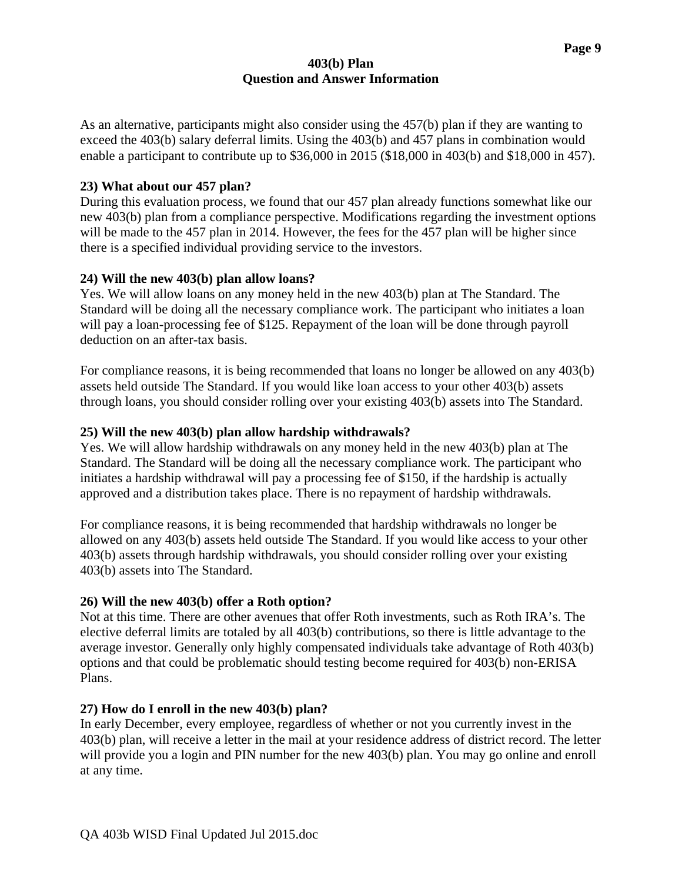As an alternative, participants might also consider using the 457(b) plan if they are wanting to exceed the 403(b) salary deferral limits. Using the 403(b) and 457 plans in combination would enable a participant to contribute up to $36,000 in 2015 ($18,000 in 403(b) and $18,000 in 457).

**23) What about our 457 plan?**

During this evaluation process, we found that our 457 plan already functions somewhat like our new 403(b) plan from a compliance perspective. Modifications regarding the investment options will be made to the 457 plan in 2014. However, the fees for the 457 plan will be higher since there is a specified individual providing service to the investors.

**24) Will the new 403(b) plan allow loans?**

Yes. We will allow loans on any money held in the new 403(b) plan at The Standard. The Standard will be doing all the necessary compliance work. The participant who initiates a loan will pay a loan-processing fee of $125. Repayment of the loan will be done through payroll deduction on an after-tax basis.

For compliance reasons, it is being recommended that loans no longer be allowed on any 403(b) assets held outside The Standard. If you would like loan access to your other 403(b) assets through loans, you should consider rolling over your existing 403(b) assets into The Standard.

**25) Will the new 403(b) plan allow hardship withdrawals?**

Yes. We will allow hardship withdrawals on any money held in the new 403(b) plan at The Standard. The Standard will be doing all the necessary compliance work. The participant who initiates a hardship withdrawal will pay a processing fee of $150, if the hardship is actually approved and a distribution takes place. There is no repayment of hardship withdrawals.

For compliance reasons, it is being recommended that hardship withdrawals no longer be allowed on any 403(b) assets held outside The Standard. If you would like access to your other 403(b) assets through hardship withdrawals, you should consider rolling over your existing 403(b) assets into The Standard.

**26) Will the new 403(b) offer a Roth option?**

Not at this time. There are other avenues that offer Roth investments, such as Roth IRA's. The elective deferral limits are totaled by all 403(b) contributions, so there is little advantage to the average investor. Generally only highly compensated individuals take advantage of Roth 403(b) options and that could be problematic should testing become required for 403(b) non-ERISA Plans.

**27) How do I enroll in the new 403(b) plan?**

In early December, every employee, regardless of whether or not you currently invest in the 403(b) plan, will receive a letter in the mail at your residence address of district record. The letter will provide you a login and PIN number for the new 403(b) plan. You may go online and enroll at any time.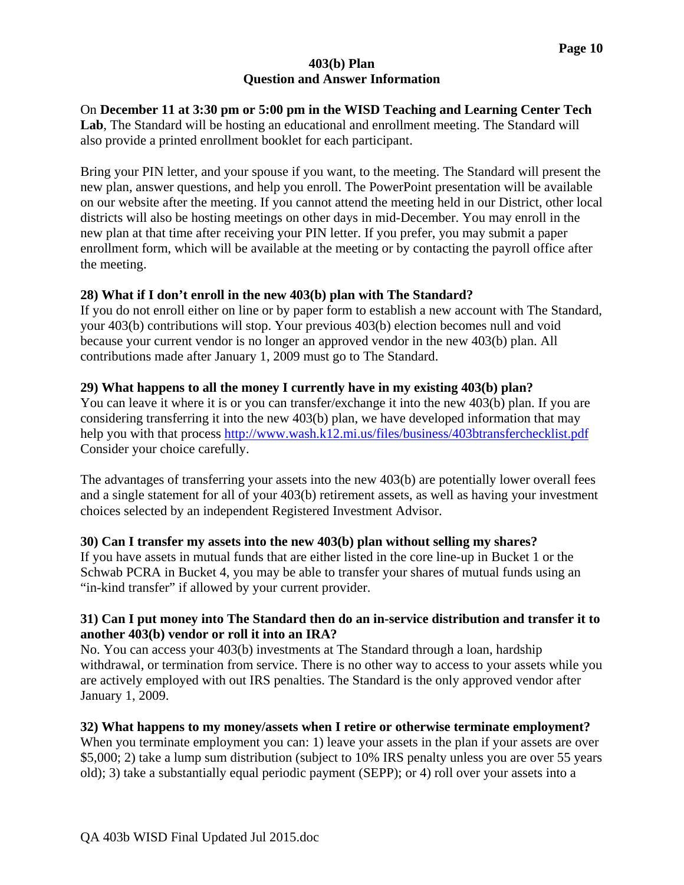## 403(b) Plan
## Question and Answer Information

On **December 11 at 3:30 pm or 5:00 pm in the WISD Teaching and Learning Center Tech Lab**, The Standard will be hosting an educational and enrollment meeting. The Standard will also provide a printed enrollment booklet for each participant.

Bring your PIN letter, and your spouse if you want, to the meeting. The Standard will present the new plan, answer questions, and help you enroll. The PowerPoint presentation will be available on our website after the meeting. If you cannot attend the meeting held in our District, other local districts will also be hosting meetings on other days in mid-December. You may enroll in the new plan at that time after receiving your PIN letter. If you prefer, you may submit a paper enrollment form, which will be available at the meeting or by contacting the payroll office after the meeting.

**28) What if I don't enroll in the new 403(b) plan with The Standard?**

If you do not enroll either on line or by paper form to establish a new account with The Standard, your 403(b) contributions will stop. Your previous 403(b) election becomes null and void because your current vendor is no longer an approved vendor in the new 403(b) plan. All contributions made after January 1, 2009 must go to The Standard.

**29) What happens to all the money I currently have in my existing 403(b) plan?**

You can leave it where it is or you can transfer/exchange it into the new 403(b) plan. If you are considering transferring it into the new 403(b) plan, we have developed information that may help you with that process http://www.wash.k12.mi.us/files/business/403btransferchecklist.pdf Consider your choice carefully.

The advantages of transferring your assets into the new 403(b) are potentially lower overall fees and a single statement for all of your 403(b) retirement assets, as well as having your investment choices selected by an independent Registered Investment Advisor.

**30) Can I transfer my assets into the new 403(b) plan without selling my shares?**

If you have assets in mutual funds that are either listed in the core line-up in Bucket 1 or the Schwab PCRA in Bucket 4, you may be able to transfer your shares of mutual funds using an "in-kind transfer" if allowed by your current provider.

**31) Can I put money into The Standard then do an in-service distribution and transfer it to another 403(b) vendor or roll it into an IRA?**

No. You can access your 403(b) investments at The Standard through a loan, hardship withdrawal, or termination from service. There is no other way to access to your assets while you are actively employed with out IRS penalties. The Standard is the only approved vendor after January 1, 2009.

**32) What happens to my money/assets when I retire or otherwise terminate employment?**

When you terminate employment you can: 1) leave your assets in the plan if your assets are over $5,000; 2) take a lump sum distribution (subject to 10% IRS penalty unless you are over 55 years old); 3) take a substantially equal periodic payment (SEPP); or 4) roll over your assets into a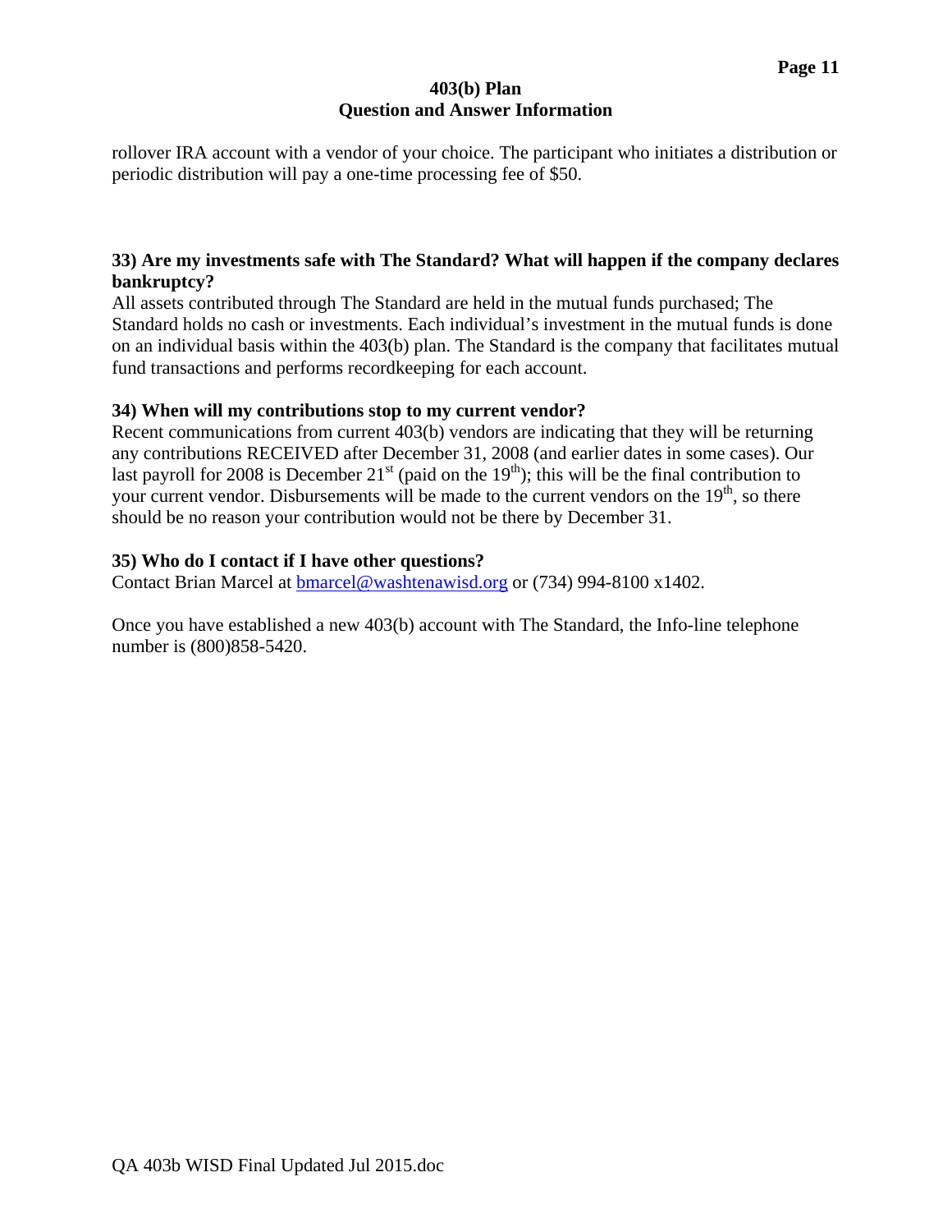rollover IRA account with a vendor of your choice. The participant who initiates a distribution or periodic distribution will pay a one-time processing fee of $50.

**33) Are my investments safe with The Standard? What will happen if the company declares bankruptcy?**

All assets contributed through The Standard are held in the mutual funds purchased; The Standard holds no cash or investments. Each individual's investment in the mutual funds is done on an individual basis within the 403(b) plan. The Standard is the company that facilitates mutual fund transactions and performs recordkeeping for each account.

**34) When will my contributions stop to my current vendor?**

Recent communications from current 403(b) vendors are indicating that they will be returning any contributions RECEIVED after December 31, 2008 (and earlier dates in some cases). Our last payroll for 2008 is December 21st (paid on the 19th); this will be the final contribution to your current vendor. Disbursements will be made to the current vendors on the 19th, so there should be no reason your contribution would not be there by December 31.

**35) Who do I contact if I have other questions?**

Contact Brian Marcel at bmarcel@washtenawisd.org or (734) 994-8100 x1402.

Once you have established a new 403(b) account with The Standard, the Info-line telephone number is (800)858-5420.